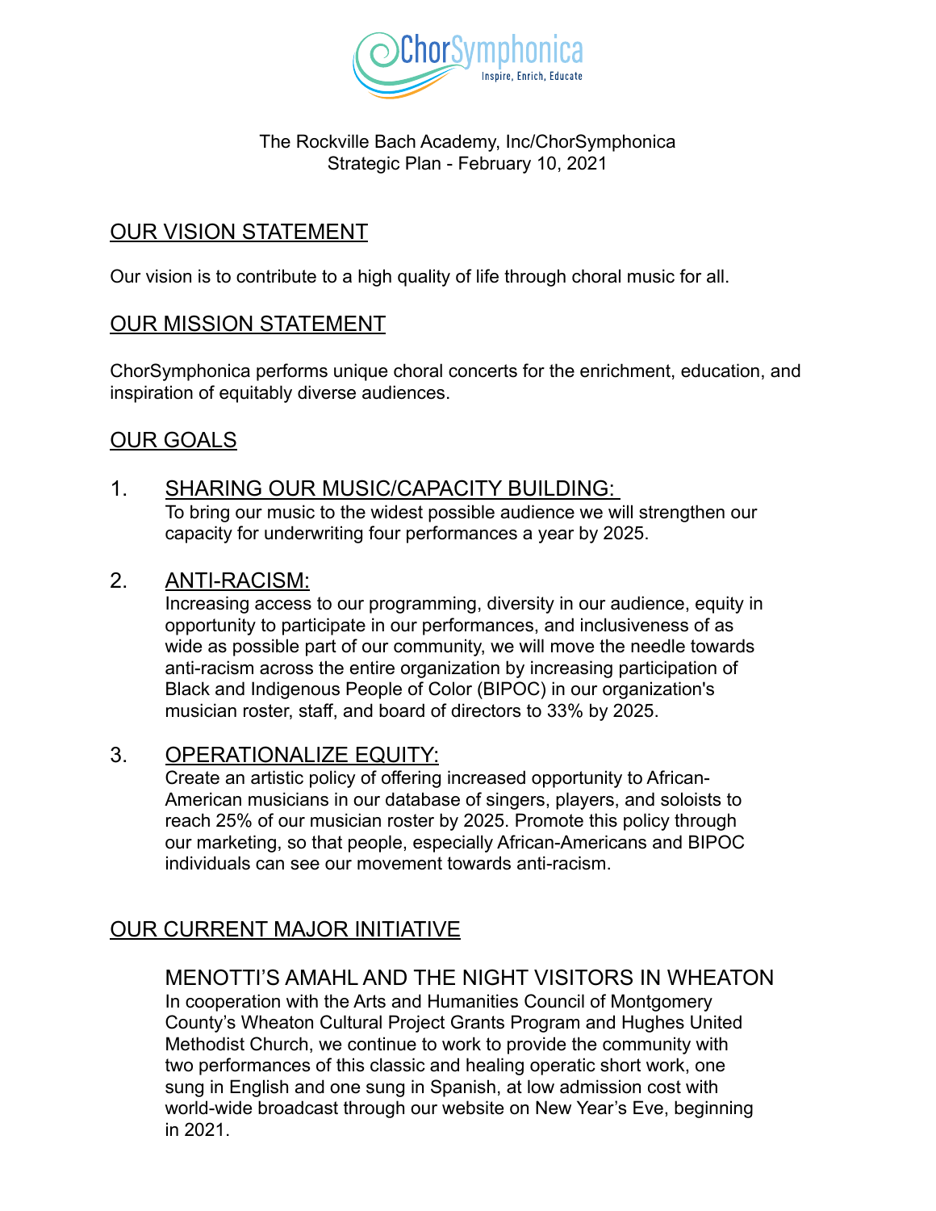The Rockville Bach Academy, Inc/ChorSymphonica
Strategic Plan - February 10, 2021

## OUR VISION STATEMENT

Our vision is to contribute to a high quality of life through choral music for all.

## OUR MISSION STATEMENT

ChorSymphonica performs unique choral concerts for the enrichment, education, and inspiration of equitably diverse audiences.

## OUR GOALS

1. SHARING OUR MUSIC/CAPACITY BUILDING:
   To bring our music to the widest possible audience we will strengthen our capacity for underwriting four performances a year by 2025.

2. ANTI-RACISM:
   Increasing access to our programming, diversity in our audience, equity in opportunity to participate in our performances, and inclusiveness of as wide as possible part of our community, we will move the needle towards anti-racism across the entire organization by increasing participation of Black and Indigenous People of Color (BIPOC) in our organization's musician roster, staff, and board of directors to 33% by 2025.

3. OPERATIONALIZE EQUITY:
   Create an artistic policy of offering increased opportunity to African-American musicians in our database of singers, players, and soloists to reach 25% of our musician roster by 2025. Promote this policy through our marketing, so that people, especially African-Americans and BIPOC individuals can see our movement towards anti-racism.

## OUR CURRENT MAJOR INITIATIVE

### MENOTTI'S AMAHL AND THE NIGHT VISITORS IN WHEATON

In cooperation with the Arts and Humanities Council of Montgomery County's Wheaton Cultural Project Grants Program and Hughes United Methodist Church, we continue to work to provide the community with two performances of this classic and healing operatic short work, one sung in English and one sung in Spanish, at low admission cost with world-wide broadcast through our website on New Year's Eve, beginning in 2021.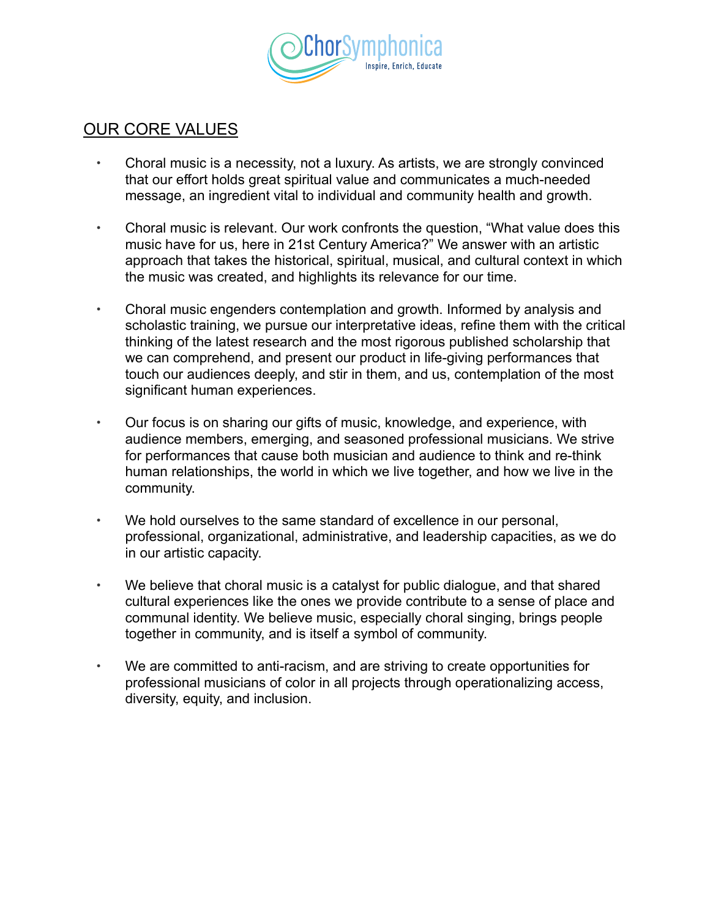ChorSymphonica

Inspire, Enrich, Educate

## OUR CORE VALUES

- Choral music is a necessity, not a luxury. As artists, we are strongly convinced that our effort holds great spiritual value and communicates a much-needed message, an ingredient vital to individual and community health and growth.

- Choral music is relevant. Our work confronts the question, "What value does this music have for us, here in 21st Century America?" We answer with an artistic approach that takes the historical, spiritual, musical, and cultural context in which the music was created, and highlights its relevance for our time.

- Choral music engenders contemplation and growth. Informed by analysis and scholastic training, we pursue our interpretative ideas, refine them with the critical thinking of the latest research and the most rigorous published scholarship that we can comprehend, and present our product in life-giving performances that touch our audiences deeply, and stir in them, and us, contemplation of the most significant human experiences.

- Our focus is on sharing our gifts of music, knowledge, and experience, with audience members, emerging, and seasoned professional musicians. We strive for performances that cause both musician and audience to think and re-think human relationships, the world in which we live together, and how we live in the community.

- We hold ourselves to the same standard of excellence in our personal, professional, organizational, administrative, and leadership capacities, as we do in our artistic capacity.

- We believe that choral music is a catalyst for public dialogue, and that shared cultural experiences like the ones we provide contribute to a sense of place and communal identity. We believe music, especially choral singing, brings people together in community, and is itself a symbol of community.

- We are committed to anti-racism, and are striving to create opportunities for professional musicians of color in all projects through operationalizing access, diversity, equity, and inclusion.